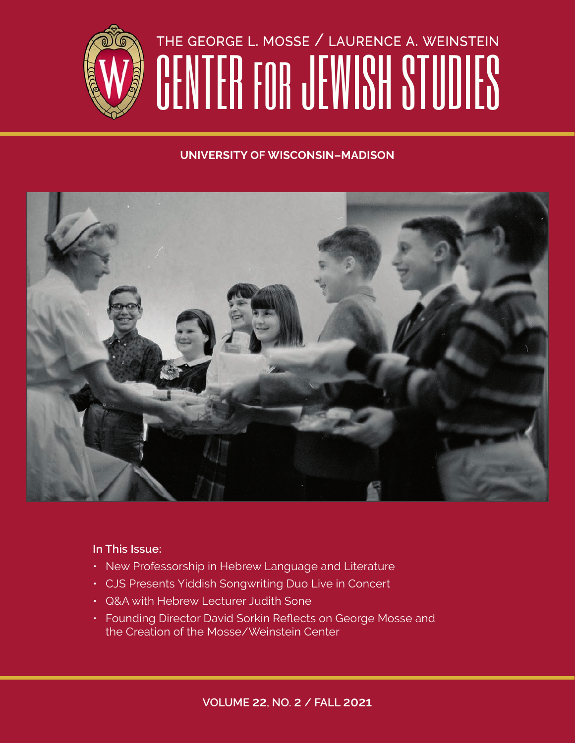# THE GEORGE L. MOSSE / LAURENCE A. WEINSTEIN CENTER FOR JEWISH STUDIES

**UNIVERSITY OF WISCONSIN–MADISON**

**In This Issue:**

- New Professorship in Hebrew Language and Literature
- CJS Presents Yiddish Songwriting Duo Live in Concert
- Q&A with Hebrew Lecturer Judith Sone
- Founding Director David Sorkin Reflects on George Mosse and the Creation of the Mosse/Weinstein Center

**VOLUME 22, NO. 2 / FALL 2021**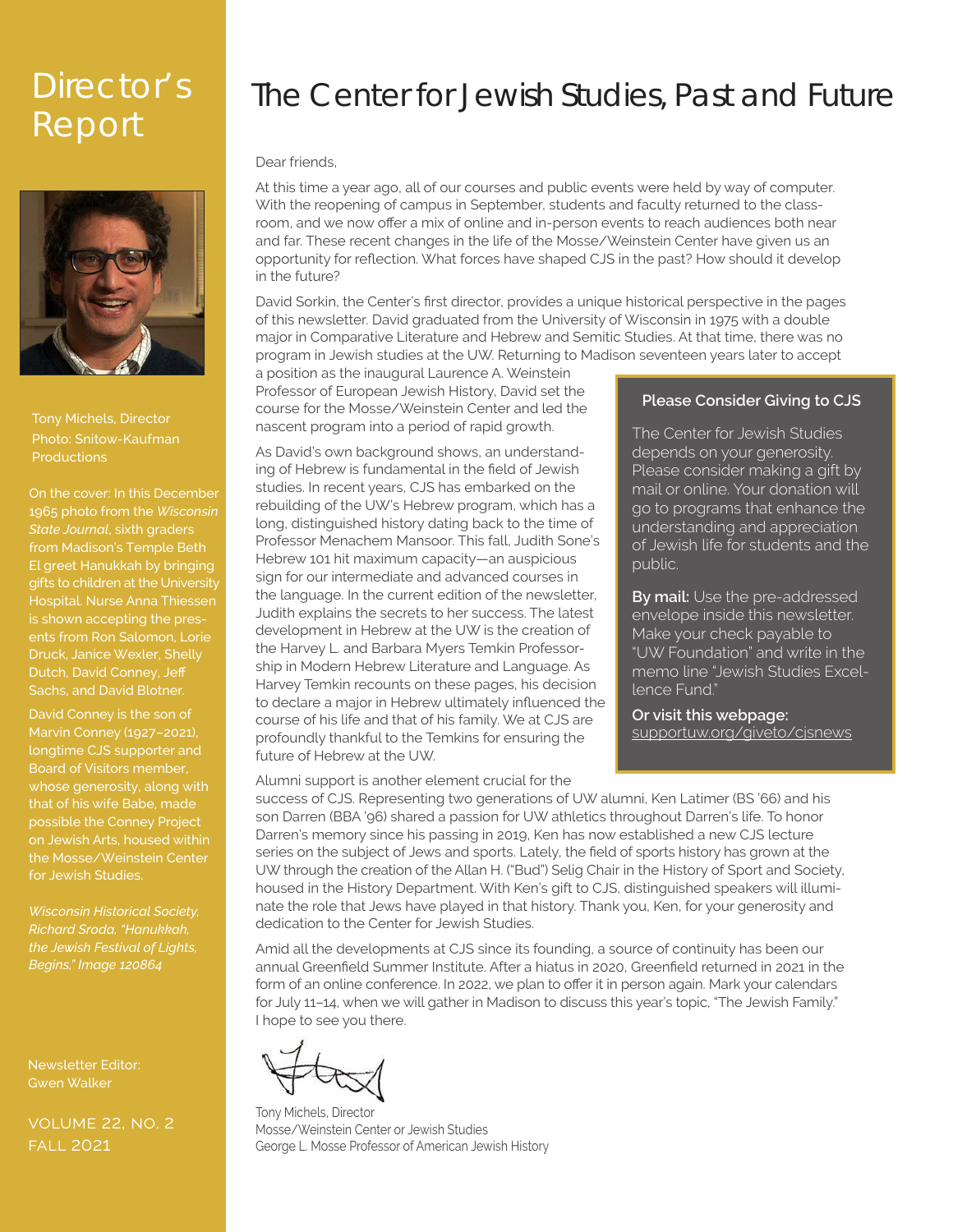# Director's Report

Tony Michels, Director
Photo: Snitow-Kaufman Productions

On the cover: In this December 1965 photo from the *Wisconsin State Journal*, sixth graders from Madison's Temple Beth El greet Hanukkah by bringing gifts to children at the University Hospital. Nurse Anna Thiessen is shown accepting the presents from Ron Salomon, Lorie Druck, Janice Wexler, Shelly Dutch, David Conney, Jeff Sachs, and David Blotner.

David Conney is the son of Marvin Conney (1927–2021), longtime CJS supporter and Board of Visitors member, whose generosity, along with that of his wife Babe, made possible the Conney Project on Jewish Arts, housed within the Mosse/Weinstein Center for Jewish Studies.

*Wisconsin Historical Society, Richard Sroda, "Hanukkah, the Jewish Festival of Lights, Begins," Image 120864*

Newsletter Editor: Gwen Walker

VOLUME 22, NO. 2
FALL 2021

# The Center for Jewish Studies, Past and Future

Dear friends,

At this time a year ago, all of our courses and public events were held by way of computer. With the reopening of campus in September, students and faculty returned to the classroom, and we now offer a mix of online and in-person events to reach audiences both near and far. These recent changes in the life of the Mosse/Weinstein Center have given us an opportunity for reflection. What forces have shaped CJS in the past? How should it develop in the future?

David Sorkin, the Center's first director, provides a unique historical perspective in the pages of this newsletter. David graduated from the University of Wisconsin in 1975 with a double major in Comparative Literature and Hebrew and Semitic Studies. At that time, there was no program in Jewish studies at the UW. Returning to Madison seventeen years later to accept a position as the inaugural Laurence A. Weinstein Professor of European Jewish History, David set the course for the Mosse/Weinstein Center and led the nascent program into a period of rapid growth.

As David's own background shows, an understanding of Hebrew is fundamental in the field of Jewish studies. In recent years, CJS has embarked on the rebuilding of the UW's Hebrew program, which has a long, distinguished history dating back to the time of Professor Menachem Mansoor. This fall, Judith Sone's Hebrew 101 hit maximum capacity—an auspicious sign for our intermediate and advanced courses in the language. In the current edition of the newsletter, Judith explains the secrets to her success. The latest development in Hebrew at the UW is the creation of the Harvey L. and Barbara Myers Temkin Professorship in Modern Hebrew Literature and Language. As Harvey Temkin recounts on these pages, his decision to declare a major in Hebrew ultimately influenced the course of his life and that of his family. We at CJS are profoundly thankful to the Temkins for ensuring the future of Hebrew at the UW.

Alumni support is another element crucial for the success of CJS. Representing two generations of UW alumni, Ken Latimer (BS '66) and his son Darren (BBA '96) shared a passion for UW athletics throughout Darren's life. To honor Darren's memory since his passing in 2019, Ken has now established a new CJS lecture series on the subject of Jews and sports. Lately, the field of sports history has grown at the UW through the creation of the Allan H. ("Bud") Selig Chair in the History of Sport and Society, housed in the History Department. With Ken's gift to CJS, distinguished speakers will illuminate the role that Jews have played in that history. Thank you, Ken, for your generosity and dedication to the Center for Jewish Studies.

Amid all the developments at CJS since its founding, a source of continuity has been our annual Greenfield Summer Institute. After a hiatus in 2020, Greenfield returned in 2021 in the form of an online conference. In 2022, we plan to offer it in person again. Mark your calendars for July 11–14, when we will gather in Madison to discuss this year's topic, "The Jewish Family." I hope to see you there.

Tony Michels, Director
Mosse/Weinstein Center or Jewish Studies
George L. Mosse Professor of American Jewish History

### Please Consider Giving to CJS

The Center for Jewish Studies depends on your generosity. Please consider making a gift by mail or online. Your donation will go to programs that enhance the understanding and appreciation of Jewish life for students and the public.

**By mail:** Use the pre-addressed envelope inside this newsletter. Make your check payable to "UW Foundation" and write in the memo line "Jewish Studies Excellence Fund."

**Or visit this webpage:** supportuw.org/giveto/cjsnews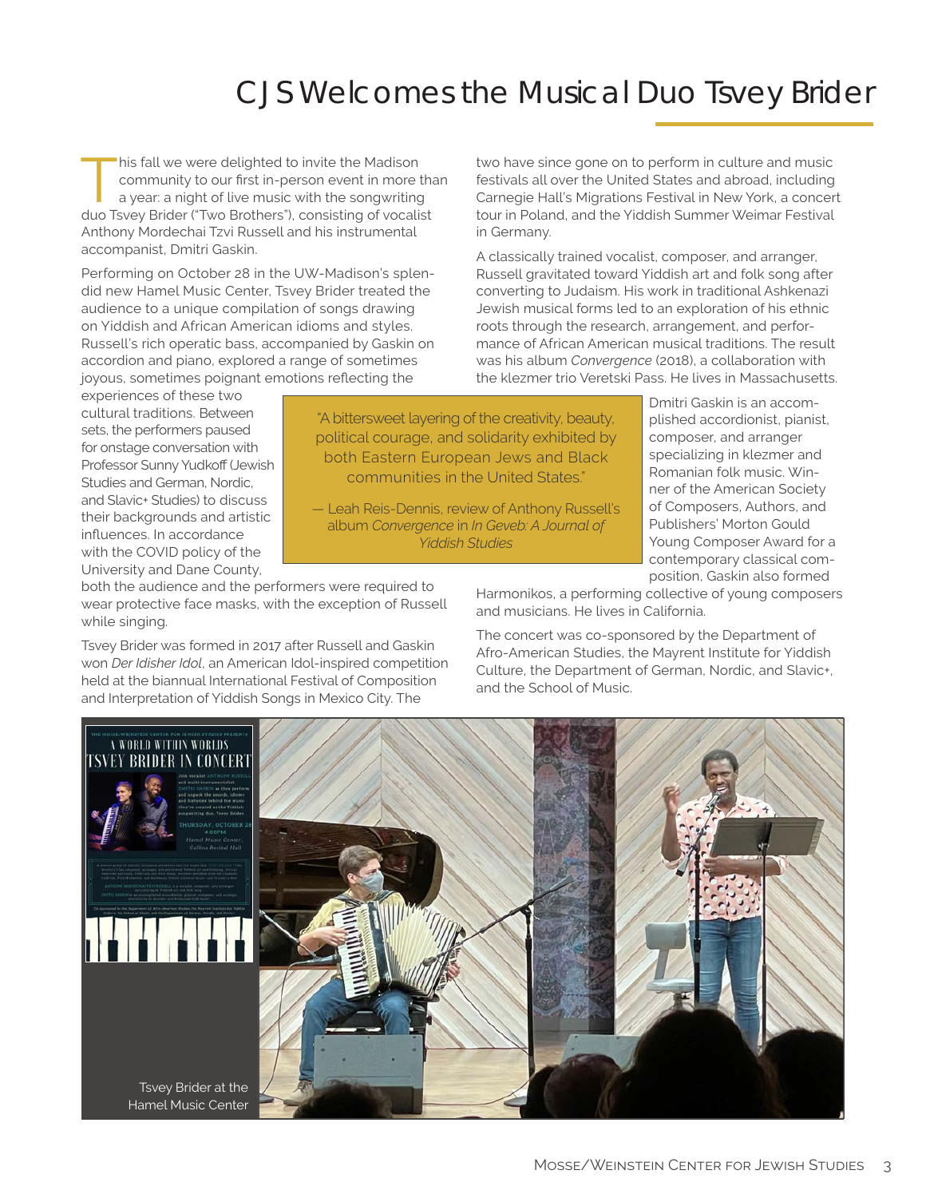# CJS Welcomes the Musical Duo Tsvey Brider

This fall we were delighted to invite the Madison community to our first in-person event in more than a year: a night of live music with the songwriting duo Tsvey Brider ("Two Brothers"), consisting of vocalist Anthony Mordechai Tzvi Russell and his instrumental accompanist, Dmitri Gaskin.

Performing on October 28 in the UW-Madison's splendid new Hamel Music Center, Tsvey Brider treated the audience to a unique compilation of songs drawing on Yiddish and African American idioms and styles. Russell's rich operatic bass, accompanied by Gaskin on accordion and piano, explored a range of sometimes joyous, sometimes poignant emotions reflecting the experiences of these two cultural traditions. Between sets, the performers paused for onstage conversation with Professor Sunny Yudkoff (Jewish Studies and German, Nordic, and Slavic+ Studies) to discuss their backgrounds and artistic influences. In accordance with the COVID policy of the University and Dane County, both the audience and the performers were required to wear protective face masks, with the exception of Russell while singing.

Tsvey Brider was formed in 2017 after Russell and Gaskin won *Der Idisher Idol*, an American Idol-inspired competition held at the biannual International Festival of Composition and Interpretation of Yiddish Songs in Mexico City. The two have since gone on to perform in culture and music festivals all over the United States and abroad, including Carnegie Hall's Migrations Festival in New York, a concert tour in Poland, and the Yiddish Summer Weimar Festival in Germany.

A classically trained vocalist, composer, and arranger, Russell gravitated toward Yiddish art and folk song after converting to Judaism. His work in traditional Ashkenazi Jewish musical forms led to an exploration of his ethnic roots through the research, arrangement, and performance of African American musical traditions. The result was his album *Convergence* (2018), a collaboration with the klezmer trio Veretski Pass. He lives in Massachusetts.

> "A bittersweet layering of the creativity, beauty, political courage, and solidarity exhibited by both Eastern European Jews and Black communities in the United States."
>
> — Leah Reis-Dennis, review of Anthony Russell's album *Convergence* in *In Geveb: A Journal of Yiddish Studies*

Dmitri Gaskin is an accomplished accordionist, pianist, composer, and arranger specializing in klezmer and Romanian folk music. Winner of the American Society of Composers, Authors, and Publishers' Morton Gould Young Composer Award for a contemporary classical composition, Gaskin also formed Harmonikos, a performing collective of young composers and musicians. He lives in California.

The concert was co-sponsored by the Department of Afro-American Studies, the Mayrent Institute for Yiddish Culture, the Department of German, Nordic, and Slavic+, and the School of Music.

Tsvey Brider at the Hamel Music Center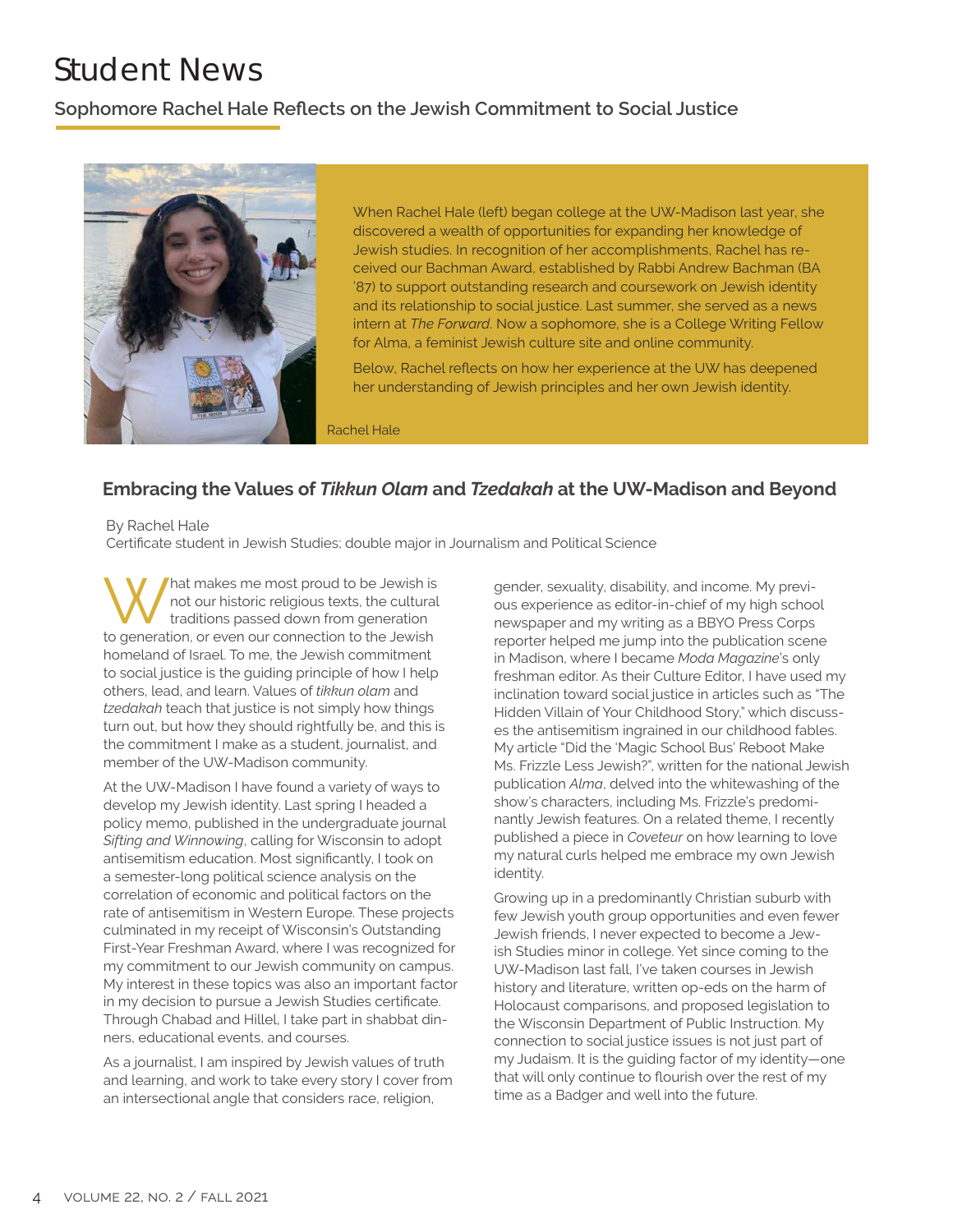# Student News

## Sophomore Rachel Hale Reflects on the Jewish Commitment to Social Justice

When Rachel Hale (left) began college at the UW-Madison last year, she discovered a wealth of opportunities for expanding her knowledge of Jewish studies. In recognition of her accomplishments, Rachel has received our Bachman Award, established by Rabbi Andrew Bachman (BA '87) to support outstanding research and coursework on Jewish identity and its relationship to social justice. Last summer, she served as a news intern at *The Forward*. Now a sophomore, she is a College Writing Fellow for Alma, a feminist Jewish culture site and online community.

Below, Rachel reflects on how her experience at the UW has deepened her understanding of Jewish principles and her own Jewish identity.

Rachel Hale

### Embracing the Values of *Tikkun Olam* and *Tzedakah* at the UW-Madison and Beyond

By Rachel Hale
Certificate student in Jewish Studies; double major in Journalism and Political Science

What makes me most proud to be Jewish is not our historic religious texts, the cultural traditions passed down from generation to generation, or even our connection to the Jewish homeland of Israel. To me, the Jewish commitment to social justice is the guiding principle of how I help others, lead, and learn. Values of *tikkun olam* and *tzedakah* teach that justice is not simply how things turn out, but how they should rightfully be, and this is the commitment I make as a student, journalist, and member of the UW-Madison community.

At the UW-Madison I have found a variety of ways to develop my Jewish identity. Last spring I headed a policy memo, published in the undergraduate journal *Sifting and Winnowing*, calling for Wisconsin to adopt antisemitism education. Most significantly, I took on a semester-long political science analysis on the correlation of economic and political factors on the rate of antisemitism in Western Europe. These projects culminated in my receipt of Wisconsin's Outstanding First-Year Freshman Award, where I was recognized for my commitment to our Jewish community on campus. My interest in these topics was also an important factor in my decision to pursue a Jewish Studies certificate. Through Chabad and Hillel, I take part in shabbat dinners, educational events, and courses.

As a journalist, I am inspired by Jewish values of truth and learning, and work to take every story I cover from an intersectional angle that considers race, religion, gender, sexuality, disability, and income. My previous experience as editor-in-chief of my high school newspaper and my writing as a BBYO Press Corps reporter helped me jump into the publication scene in Madison, where I became *Moda Magazine*'s only freshman editor. As their Culture Editor, I have used my inclination toward social justice in articles such as "The Hidden Villain of Your Childhood Story," which discusses the antisemitism ingrained in our childhood fables. My article "Did the 'Magic School Bus' Reboot Make Ms. Frizzle Less Jewish?", written for the national Jewish publication *Alma*, delved into the whitewashing of the show's characters, including Ms. Frizzle's predominantly Jewish features. On a related theme, I recently published a piece in *Coveteur* on how learning to love my natural curls helped me embrace my own Jewish identity.

Growing up in a predominantly Christian suburb with few Jewish youth group opportunities and even fewer Jewish friends, I never expected to become a Jewish Studies minor in college. Yet since coming to the UW-Madison last fall, I've taken courses in Jewish history and literature, written op-eds on the harm of Holocaust comparisons, and proposed legislation to the Wisconsin Department of Public Instruction. My connection to social justice issues is not just part of my Judaism. It is the guiding factor of my identity—one that will only continue to flourish over the rest of my time as a Badger and well into the future.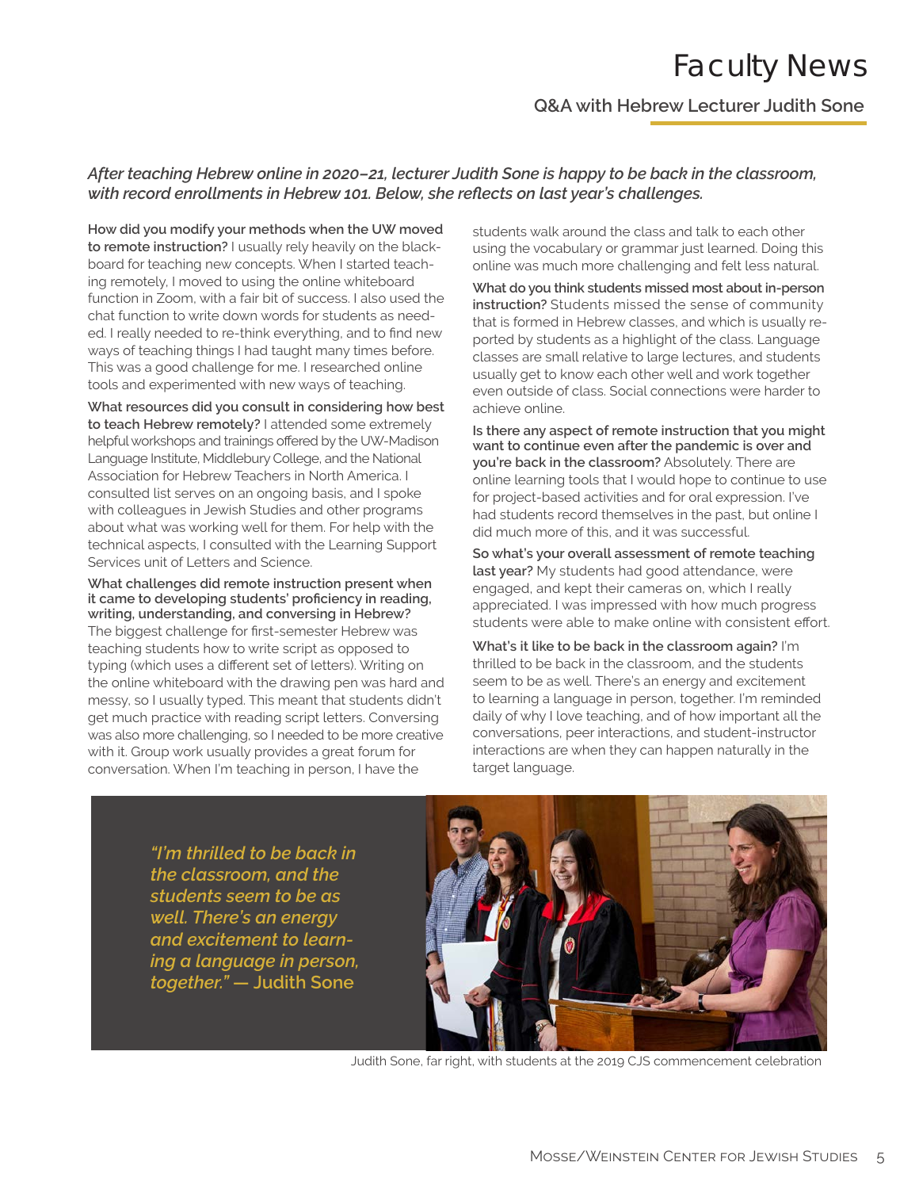# Faculty News

## Q&A with Hebrew Lecturer Judith Sone

*After teaching Hebrew online in 2020–21, lecturer Judith Sone is happy to be back in the classroom, with record enrollments in Hebrew 101. Below, she reflects on last year's challenges.*

**How did you modify your methods when the UW moved to remote instruction?** I usually rely heavily on the blackboard for teaching new concepts. When I started teaching remotely, I moved to using the online whiteboard function in Zoom, with a fair bit of success. I also used the chat function to write down words for students as needed. I really needed to re-think everything, and to find new ways of teaching things I had taught many times before. This was a good challenge for me. I researched online tools and experimented with new ways of teaching.

**What resources did you consult in considering how best to teach Hebrew remotely?** I attended some extremely helpful workshops and trainings offered by the UW-Madison Language Institute, Middlebury College, and the National Association for Hebrew Teachers in North America. I consulted list serves on an ongoing basis, and I spoke with colleagues in Jewish Studies and other programs about what was working well for them. For help with the technical aspects, I consulted with the Learning Support Services unit of Letters and Science.

**What challenges did remote instruction present when it came to developing students' proficiency in reading, writing, understanding, and conversing in Hebrew?** The biggest challenge for first-semester Hebrew was teaching students how to write script as opposed to typing (which uses a different set of letters). Writing on the online whiteboard with the drawing pen was hard and messy, so I usually typed. This meant that students didn't get much practice with reading script letters. Conversing was also more challenging, so I needed to be more creative with it. Group work usually provides a great forum for conversation. When I'm teaching in person, I have the students walk around the class and talk to each other using the vocabulary or grammar just learned. Doing this online was much more challenging and felt less natural.

**What do you think students missed most about in-person instruction?** Students missed the sense of community that is formed in Hebrew classes, and which is usually reported by students as a highlight of the class. Language classes are small relative to large lectures, and students usually get to know each other well and work together even outside of class. Social connections were harder to achieve online.

**Is there any aspect of remote instruction that you might want to continue even after the pandemic is over and you're back in the classroom?** Absolutely. There are online learning tools that I would hope to continue to use for project-based activities and for oral expression. I've had students record themselves in the past, but online I did much more of this, and it was successful.

**So what's your overall assessment of remote teaching last year?** My students had good attendance, were engaged, and kept their cameras on, which I really appreciated. I was impressed with how much progress students were able to make online with consistent effort.

**What's it like to be back in the classroom again?** I'm thrilled to be back in the classroom, and the students seem to be as well. There's an energy and excitement to learning a language in person, together. I'm reminded daily of why I love teaching, and of how important all the conversations, peer interactions, and student-instructor interactions are when they can happen naturally in the target language.

*"I'm thrilled to be back in the classroom, and the students seem to be as well. There's an energy and excitement to learning a language in person, together."* — Judith Sone

Judith Sone, far right, with students at the 2019 CJS commencement celebration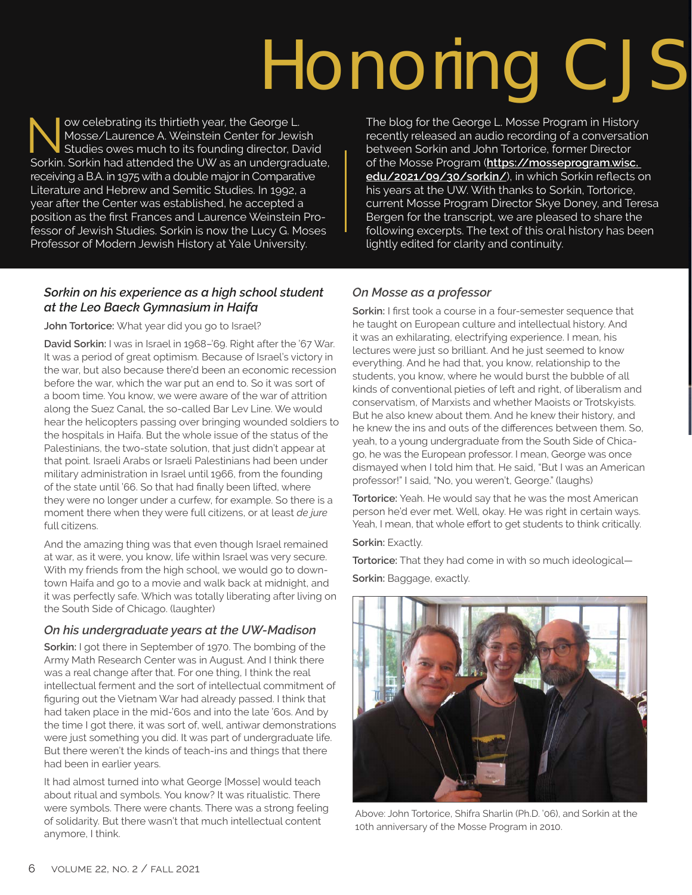# Honoring CJS

Now celebrating its thirtieth year, the George L. Mosse/Laurence A. Weinstein Center for Jewish Studies owes much to its founding director, David Sorkin. Sorkin had attended the UW as an undergraduate, receiving a B.A. in 1975 with a double major in Comparative Literature and Hebrew and Semitic Studies. In 1992, a year after the Center was established, he accepted a position as the first Frances and Laurence Weinstein Professor of Jewish Studies. Sorkin is now the Lucy G. Moses Professor of Modern Jewish History at Yale University.

The blog for the George L. Mosse Program in History recently released an audio recording of a conversation between Sorkin and John Tortorice, former Director of the Mosse Program (**https://mosseprogram.wisc.edu/2021/09/30/sorkin/**), in which Sorkin reflects on his years at the UW. With thanks to Sorkin, Tortorice, current Mosse Program Director Skye Doney, and Teresa Bergen for the transcript, we are pleased to share the following excerpts. The text of this oral history has been lightly edited for clarity and continuity.

### *Sorkin on his experience as a high school student at the Leo Baeck Gymnasium in Haifa*

**John Tortorice:** What year did you go to Israel?

**David Sorkin:** I was in Israel in 1968–'69. Right after the '67 War. It was a period of great optimism. Because of Israel's victory in the war, but also because there'd been an economic recession before the war, which the war put an end to. So it was sort of a boom time. You know, we were aware of the war of attrition along the Suez Canal, the so-called Bar Lev Line. We would hear the helicopters passing over bringing wounded soldiers to the hospitals in Haifa. But the whole issue of the status of the Palestinians, the two-state solution, that just didn't appear at that point. Israeli Arabs or Israeli Palestinians had been under military administration in Israel until 1966, from the founding of the state until '66. So that had finally been lifted, where they were no longer under a curfew, for example. So there is a moment there when they were full citizens, or at least *de jure* full citizens.

And the amazing thing was that even though Israel remained at war, as it were, you know, life within Israel was very secure. With my friends from the high school, we would go to downtown Haifa and go to a movie and walk back at midnight, and it was perfectly safe. Which was totally liberating after living on the South Side of Chicago. (laughter)

### *On his undergraduate years at the UW-Madison*

**Sorkin:** I got there in September of 1970. The bombing of the Army Math Research Center was in August. And I think there was a real change after that. For one thing, I think the real intellectual ferment and the sort of intellectual commitment of figuring out the Vietnam War had already passed. I think that had taken place in the mid-'60s and into the late '60s. And by the time I got there, it was sort of, well, antiwar demonstrations were just something you did. It was part of undergraduate life. But there weren't the kinds of teach-ins and things that there had been in earlier years.

It had almost turned into what George [Mosse] would teach about ritual and symbols. You know? It was ritualistic. There were symbols. There were chants. There was a strong feeling of solidarity. But there wasn't that much intellectual content anymore, I think.

### *On Mosse as a professor*

**Sorkin:** I first took a course in a four-semester sequence that he taught on European culture and intellectual history. And it was an exhilarating, electrifying experience. I mean, his lectures were just so brilliant. And he just seemed to know everything. And he had that, you know, relationship to the students, you know, where he would burst the bubble of all kinds of conventional pieties of left and right, of liberalism and conservatism, of Marxists and whether Maoists or Trotskyists. But he also knew about them. And he knew their history, and he knew the ins and outs of the differences between them. So, yeah, to a young undergraduate from the South Side of Chicago, he was the European professor. I mean, George was once dismayed when I told him that. He said, "But I was an American professor!" I said, "No, you weren't, George." (laughs)

**Tortorice:** Yeah. He would say that he was the most American person he'd ever met. Well, okay. He was right in certain ways. Yeah, I mean, that whole effort to get students to think critically.

**Sorkin:** Exactly.

**Tortorice:** That they had come in with so much ideological—

**Sorkin:** Baggage, exactly.

Above: John Tortorice, Shifra Sharlin (Ph.D. '06), and Sorkin at the 10th anniversary of the Mosse Program in 2010.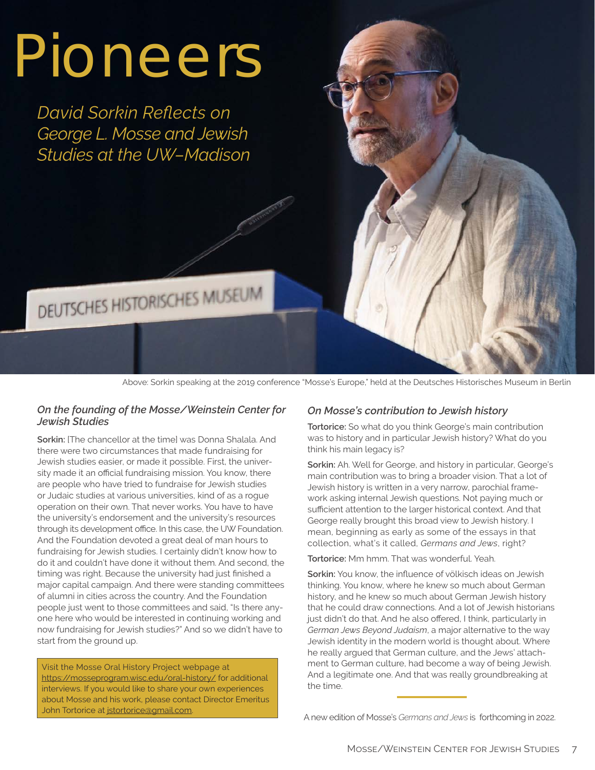# Pioneers

*David Sorkin Reflects on George L. Mosse and Jewish Studies at the UW–Madison*

Above: Sorkin speaking at the 2019 conference "Mosse's Europe," held at the Deutsches Historisches Museum in Berlin

### *On the founding of the Mosse/Weinstein Center for Jewish Studies*

**Sorkin:** [The chancellor at the time] was Donna Shalala. And there were two circumstances that made fundraising for Jewish studies easier, or made it possible. First, the university made it an official fundraising mission. You know, there are people who have tried to fundraise for Jewish studies or Judaic studies at various universities, kind of as a rogue operation on their own. That never works. You have to have the university's endorsement and the university's resources through its development office. In this case, the UW Foundation. And the Foundation devoted a great deal of man hours to fundraising for Jewish studies. I certainly didn't know how to do it and couldn't have done it without them. And second, the timing was right. Because the university had just finished a major capital campaign. And there were standing committees of alumni in cities across the country. And the Foundation people just went to those committees and said, "Is there anyone here who would be interested in continuing working and now fundraising for Jewish studies?" And so we didn't have to start from the ground up.

> Visit the Mosse Oral History Project webpage at https://mosseprogram.wisc.edu/oral-history/ for additional interviews. If you would like to share your own experiences about Mosse and his work, please contact Director Emeritus John Tortorice at jstortorice@gmail.com.

### *On Mosse's contribution to Jewish history*

**Tortorice:** So what do you think George's main contribution was to history and in particular Jewish history? What do you think his main legacy is?

**Sorkin:** Ah. Well for George, and history in particular, George's main contribution was to bring a broader vision. That a lot of Jewish history is written in a very narrow, parochial framework asking internal Jewish questions. Not paying much or sufficient attention to the larger historical context. And that George really brought this broad view to Jewish history. I mean, beginning as early as some of the essays in that collection, what's it called, *Germans and Jews*, right?

**Tortorice:** Mm hmm. That was wonderful. Yeah.

**Sorkin:** You know, the influence of völkisch ideas on Jewish thinking. You know, where he knew so much about German history, and he knew so much about German Jewish history that he could draw connections. And a lot of Jewish historians just didn't do that. And he also offered, I think, particularly in *German Jews Beyond Judaism*, a major alternative to the way Jewish identity in the modern world is thought about. Where he really argued that German culture, and the Jews' attachment to German culture, had become a way of being Jewish. And a legitimate one. And that was really groundbreaking at the time.

A new edition of Mosse's *Germans and Jews* is forthcoming in 2022.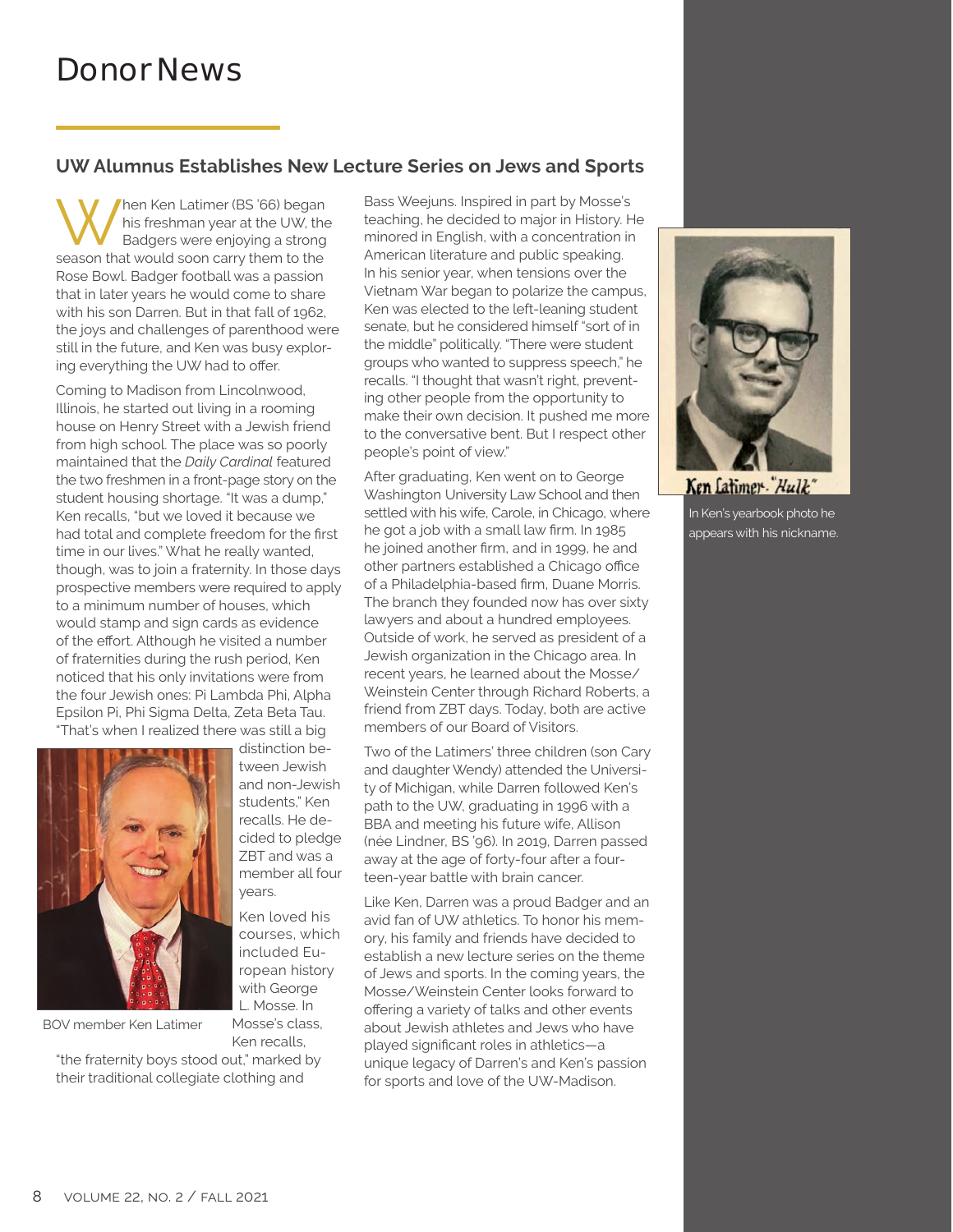# Donor News

## UW Alumnus Establishes New Lecture Series on Jews and Sports

When Ken Latimer (BS '66) began his freshman year at the UW, the Badgers were enjoying a strong season that would soon carry them to the Rose Bowl. Badger football was a passion that in later years he would come to share with his son Darren. But in that fall of 1962, the joys and challenges of parenthood were still in the future, and Ken was busy exploring everything the UW had to offer.

Coming to Madison from Lincolnwood, Illinois, he started out living in a rooming house on Henry Street with a Jewish friend from high school. The place was so poorly maintained that the *Daily Cardinal* featured the two freshmen in a front-page story on the student housing shortage. "It was a dump," Ken recalls, "but we loved it because we had total and complete freedom for the first time in our lives." What he really wanted, though, was to join a fraternity. In those days prospective members were required to apply to a minimum number of houses, which would stamp and sign cards as evidence of the effort. Although he visited a number of fraternities during the rush period, Ken noticed that his only invitations were from the four Jewish ones: Pi Lambda Phi, Alpha Epsilon Pi, Phi Sigma Delta, Zeta Beta Tau. "That's when I realized there was still a big distinction between Jewish and non-Jewish students," Ken recalls. He decided to pledge ZBT and was a member all four years.

BOV member Ken Latimer

Ken loved his courses, which included European history with George L. Mosse. In Mosse's class, Ken recalls, "the fraternity boys stood out," marked by their traditional collegiate clothing and Bass Weejuns. Inspired in part by Mosse's teaching, he decided to major in History. He minored in English, with a concentration in American literature and public speaking. In his senior year, when tensions over the Vietnam War began to polarize the campus, Ken was elected to the left-leaning student senate, but he considered himself "sort of in the middle" politically. "There were student groups who wanted to suppress speech," he recalls. "I thought that wasn't right, preventing other people from the opportunity to make their own decision. It pushed me more to the conversative bent. But I respect other people's point of view."

After graduating, Ken went on to George Washington University Law School and then settled with his wife, Carole, in Chicago, where he got a job with a small law firm. In 1985 he joined another firm, and in 1999, he and other partners established a Chicago office of a Philadelphia-based firm, Duane Morris. The branch they founded now has over sixty lawyers and about a hundred employees. Outside of work, he served as president of a Jewish organization in the Chicago area. In recent years, he learned about the Mosse/Weinstein Center through Richard Roberts, a friend from ZBT days. Today, both are active members of our Board of Visitors.

Two of the Latimers' three children (son Cary and daughter Wendy) attended the University of Michigan, while Darren followed Ken's path to the UW, graduating in 1996 with a BBA and meeting his future wife, Allison (née Lindner, BS '96). In 2019, Darren passed away at the age of forty-four after a fourteen-year battle with brain cancer.

Like Ken, Darren was a proud Badger and an avid fan of UW athletics. To honor his memory, his family and friends have decided to establish a new lecture series on the theme of Jews and sports. In the coming years, the Mosse/Weinstein Center looks forward to offering a variety of talks and other events about Jewish athletes and Jews who have played significant roles in athletics—a unique legacy of Darren's and Ken's passion for sports and love of the UW-Madison.

Ken Latimer. "Hulk"

In Ken's yearbook photo he appears with his nickname.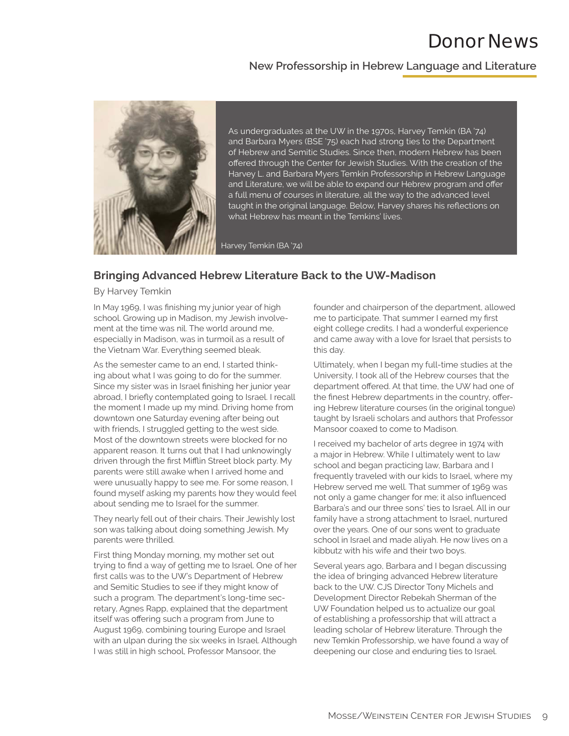# Donor News

## New Professorship in Hebrew Language and Literature

As undergraduates at the UW in the 1970s, Harvey Temkin (BA '74) and Barbara Myers (BSE '75) each had strong ties to the Department of Hebrew and Semitic Studies. Since then, modern Hebrew has been offered through the Center for Jewish Studies. With the creation of the Harvey L. and Barbara Myers Temkin Professorship in Hebrew Language and Literature, we will be able to expand our Hebrew program and offer a full menu of courses in literature, all the way to the advanced level taught in the original language. Below, Harvey shares his reflections on what Hebrew has meant in the Temkins' lives.

Harvey Temkin (BA '74)

### Bringing Advanced Hebrew Literature Back to the UW-Madison

By Harvey Temkin

In May 1969, I was finishing my junior year of high school. Growing up in Madison, my Jewish involvement at the time was nil. The world around me, especially in Madison, was in turmoil as a result of the Vietnam War. Everything seemed bleak.

As the semester came to an end, I started thinking about what I was going to do for the summer. Since my sister was in Israel finishing her junior year abroad, I briefly contemplated going to Israel. I recall the moment I made up my mind. Driving home from downtown one Saturday evening after being out with friends, I struggled getting to the west side. Most of the downtown streets were blocked for no apparent reason. It turns out that I had unknowingly driven through the first Mifflin Street block party. My parents were still awake when I arrived home and were unusually happy to see me. For some reason, I found myself asking my parents how they would feel about sending me to Israel for the summer.

They nearly fell out of their chairs. Their Jewishly lost son was talking about doing something Jewish. My parents were thrilled.

First thing Monday morning, my mother set out trying to find a way of getting me to Israel. One of her first calls was to the UW's Department of Hebrew and Semitic Studies to see if they might know of such a program. The department's long-time secretary, Agnes Rapp, explained that the department itself was offering such a program from June to August 1969, combining touring Europe and Israel with an ulpan during the six weeks in Israel. Although I was still in high school, Professor Mansoor, the founder and chairperson of the department, allowed me to participate. That summer I earned my first eight college credits. I had a wonderful experience and came away with a love for Israel that persists to this day.

Ultimately, when I began my full-time studies at the University, I took all of the Hebrew courses that the department offered. At that time, the UW had one of the finest Hebrew departments in the country, offering Hebrew literature courses (in the original tongue) taught by Israeli scholars and authors that Professor Mansoor coaxed to come to Madison.

I received my bachelor of arts degree in 1974 with a major in Hebrew. While I ultimately went to law school and began practicing law, Barbara and I frequently traveled with our kids to Israel, where my Hebrew served me well. That summer of 1969 was not only a game changer for me; it also influenced Barbara's and our three sons' ties to Israel. All in our family have a strong attachment to Israel, nurtured over the years. One of our sons went to graduate school in Israel and made aliyah. He now lives on a kibbutz with his wife and their two boys.

Several years ago, Barbara and I began discussing the idea of bringing advanced Hebrew literature back to the UW. CJS Director Tony Michels and Development Director Rebekah Sherman of the UW Foundation helped us to actualize our goal of establishing a professorship that will attract a leading scholar of Hebrew literature. Through the new Temkin Professorship, we have found a way of deepening our close and enduring ties to Israel.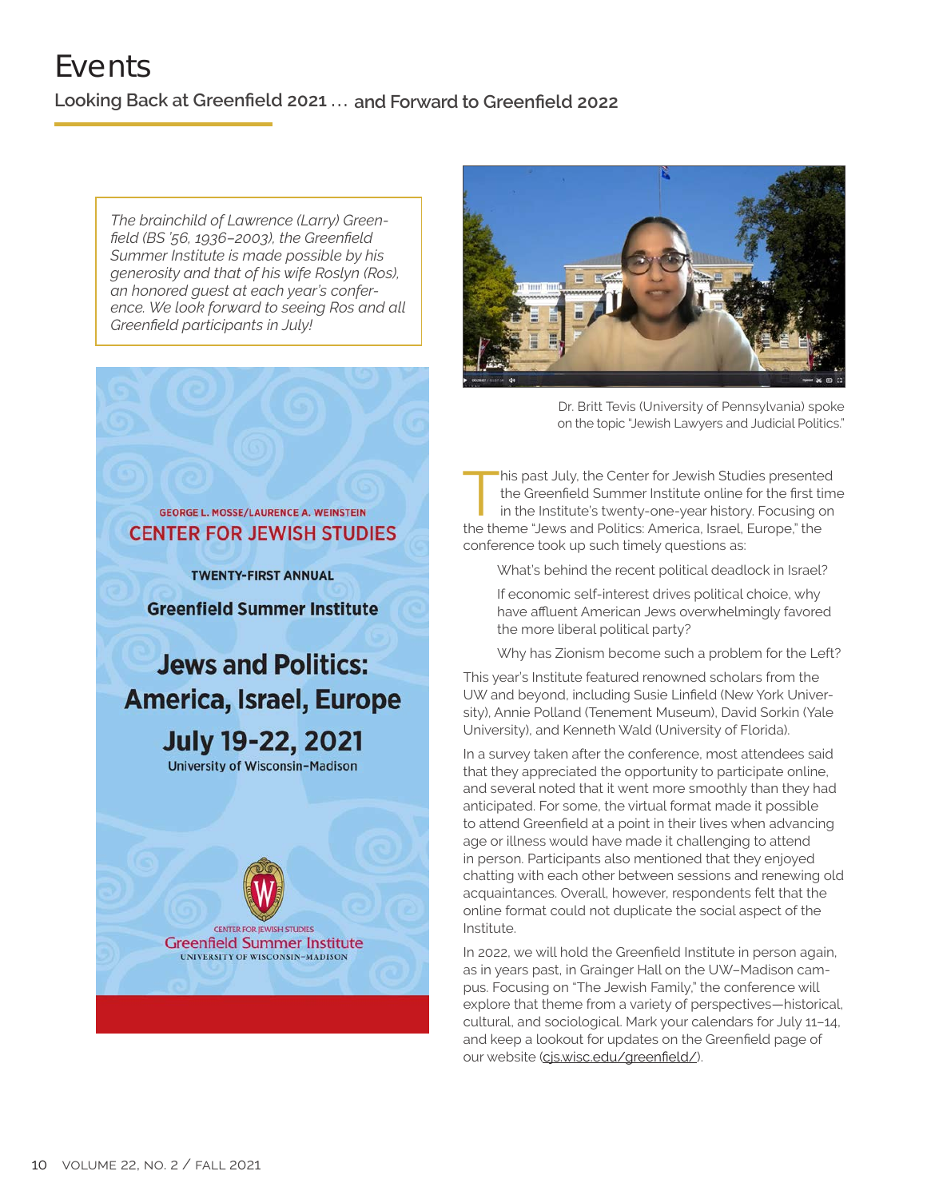# Events

## Looking Back at Greenfield 2021 … and Forward to Greenfield 2022

*The brainchild of Lawrence (Larry) Greenfield (BS '56, 1936–2003), the Greenfield Summer Institute is made possible by his generosity and that of his wife Roslyn (Ros), an honored guest at each year's conference. We look forward to seeing Ros and all Greenfield participants in July!*

GEORGE L. MOSSE/LAURENCE A. WEINSTEIN
CENTER FOR JEWISH STUDIES

TWENTY-FIRST ANNUAL

**Greenfield Summer Institute**

**Jews and Politics: America, Israel, Europe**

**July 19-22, 2021**

University of Wisconsin–Madison

CENTER FOR JEWISH STUDIES
Greenfield Summer Institute
UNIVERSITY OF WISCONSIN–MADISON

Dr. Britt Tevis (University of Pennsylvania) spoke on the topic "Jewish Lawyers and Judicial Politics."

This past July, the Center for Jewish Studies presented the Greenfield Summer Institute online for the first time in the Institute's twenty-one-year history. Focusing on the theme "Jews and Politics: America, Israel, Europe," the conference took up such timely questions as:

> What's behind the recent political deadlock in Israel?
>
> If economic self-interest drives political choice, why have affluent American Jews overwhelmingly favored the more liberal political party?
>
> Why has Zionism become such a problem for the Left?

This year's Institute featured renowned scholars from the UW and beyond, including Susie Linfield (New York University), Annie Polland (Tenement Museum), David Sorkin (Yale University), and Kenneth Wald (University of Florida).

In a survey taken after the conference, most attendees said that they appreciated the opportunity to participate online, and several noted that it went more smoothly than they had anticipated. For some, the virtual format made it possible to attend Greenfield at a point in their lives when advancing age or illness would have made it challenging to attend in person. Participants also mentioned that they enjoyed chatting with each other between sessions and renewing old acquaintances. Overall, however, respondents felt that the online format could not duplicate the social aspect of the Institute.

In 2022, we will hold the Greenfield Institute in person again, as in years past, in Grainger Hall on the UW–Madison campus. Focusing on "The Jewish Family," the conference will explore that theme from a variety of perspectives—historical, cultural, and sociological. Mark your calendars for July 11–14, and keep a lookout for updates on the Greenfield page of our website (cjs.wisc.edu/greenfield/).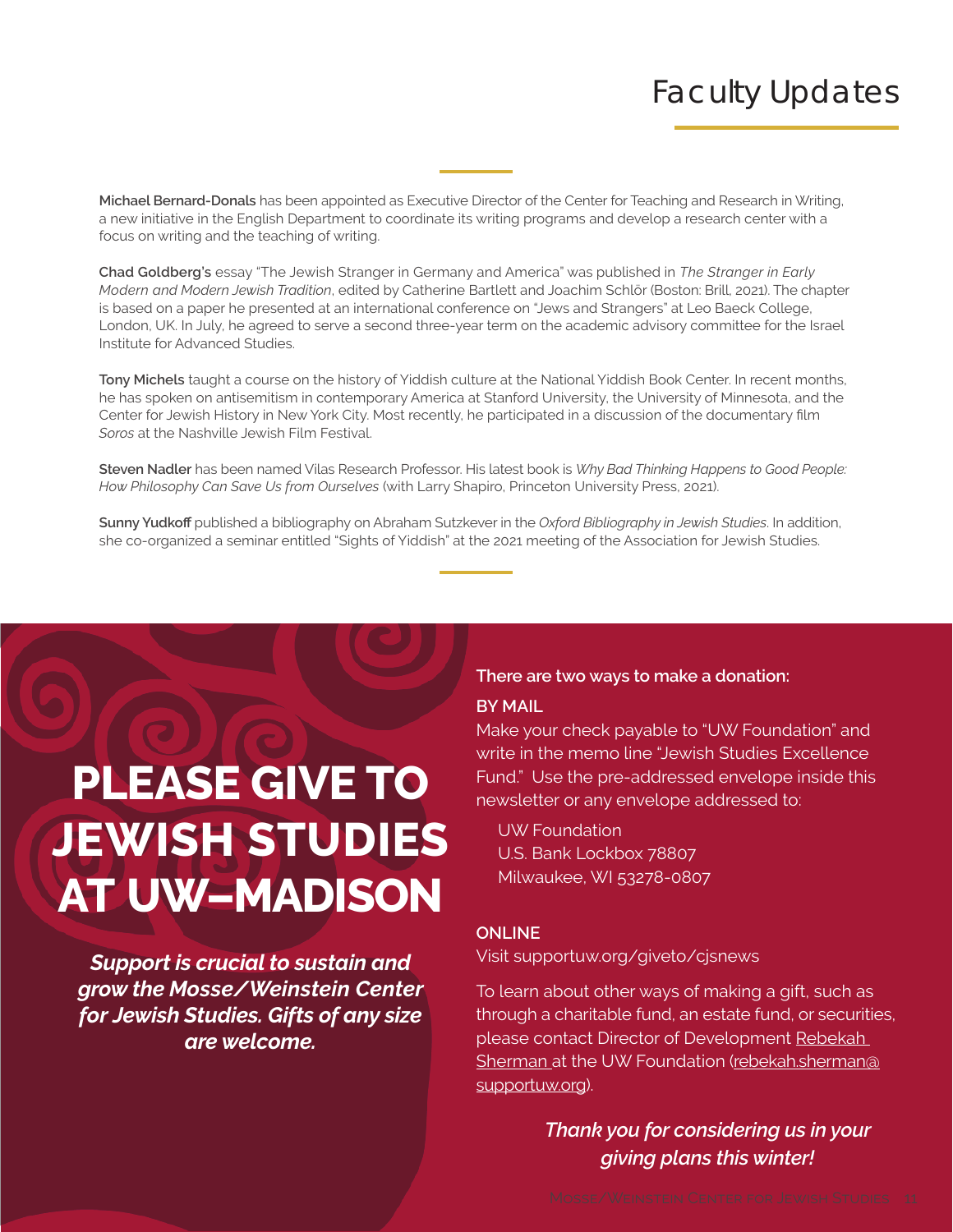# Faculty Updates

**Michael Bernard-Donals** has been appointed as Executive Director of the Center for Teaching and Research in Writing, a new initiative in the English Department to coordinate its writing programs and develop a research center with a focus on writing and the teaching of writing.

**Chad Goldberg's** essay "The Jewish Stranger in Germany and America" was published in *The Stranger in Early Modern and Modern Jewish Tradition*, edited by Catherine Bartlett and Joachim Schlör (Boston: Brill, 2021). The chapter is based on a paper he presented at an international conference on "Jews and Strangers" at Leo Baeck College, London, UK. In July, he agreed to serve a second three-year term on the academic advisory committee for the Israel Institute for Advanced Studies.

**Tony Michels** taught a course on the history of Yiddish culture at the National Yiddish Book Center. In recent months, he has spoken on antisemitism in contemporary America at Stanford University, the University of Minnesota, and the Center for Jewish History in New York City. Most recently, he participated in a discussion of the documentary film *Soros* at the Nashville Jewish Film Festival.

**Steven Nadler** has been named Vilas Research Professor. His latest book is *Why Bad Thinking Happens to Good People: How Philosophy Can Save Us from Ourselves* (with Larry Shapiro, Princeton University Press, 2021).

**Sunny Yudkoff** published a bibliography on Abraham Sutzkever in the *Oxford Bibliography in Jewish Studies*. In addition, she co-organized a seminar entitled "Sights of Yiddish" at the 2021 meeting of the Association for Jewish Studies.

# PLEASE GIVE TO JEWISH STUDIES AT UW–MADISON

***Support is crucial to sustain and grow the Mosse/Weinstein Center for Jewish Studies. Gifts of any size are welcome.***

**There are two ways to make a donation:**

**BY MAIL**

Make your check payable to "UW Foundation" and write in the memo line "Jewish Studies Excellence Fund." Use the pre-addressed envelope inside this newsletter or any envelope addressed to:

UW Foundation
U.S. Bank Lockbox 78807
Milwaukee, WI 53278-0807

**ONLINE**

Visit supportuw.org/giveto/cjsnews

To learn about other ways of making a gift, such as through a charitable fund, an estate fund, or securities, please contact Director of Development Rebekah Sherman at the UW Foundation (rebekah.sherman@supportuw.org).

***Thank you for considering us in your giving plans this winter!***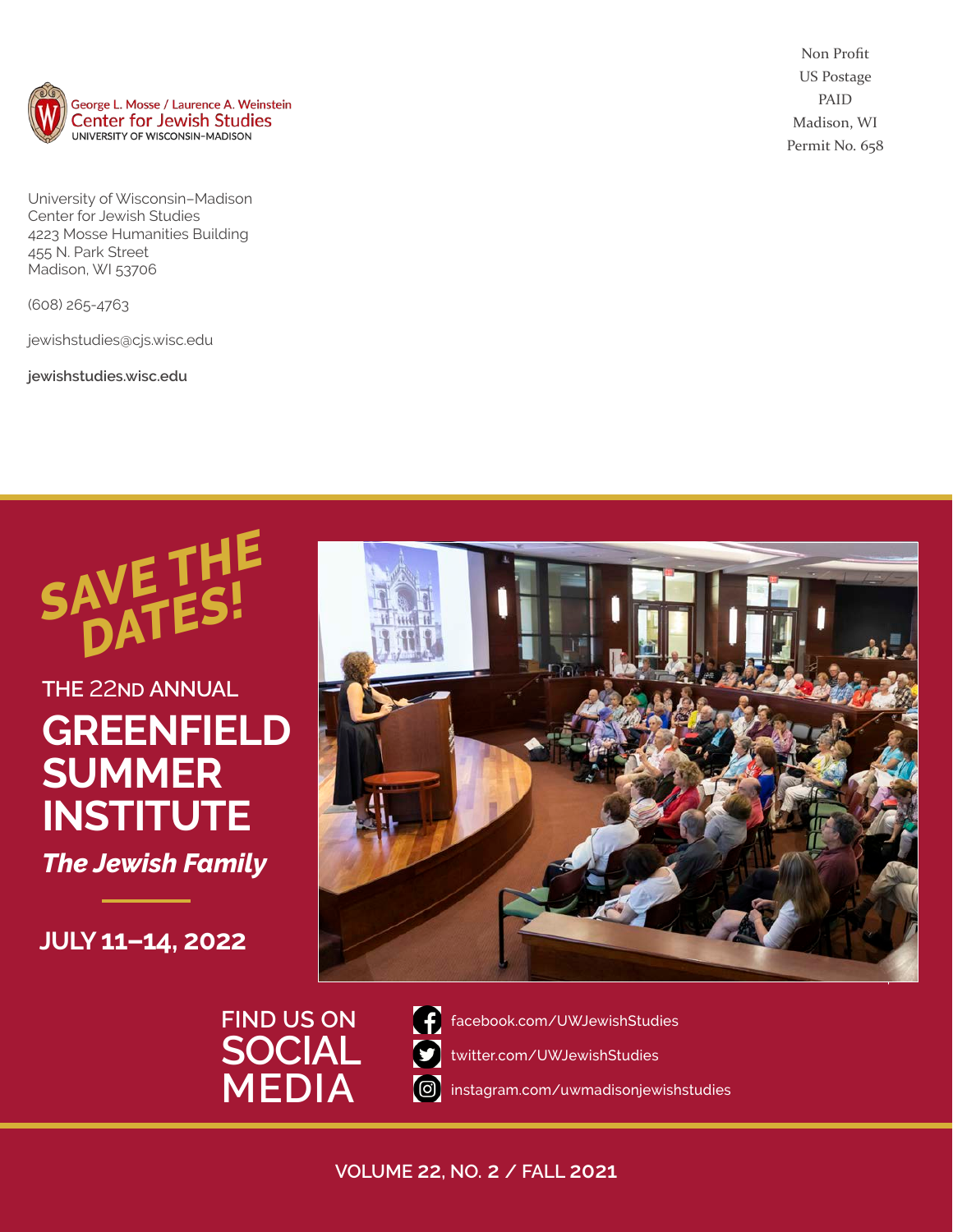George L. Mosse / Laurence A. Weinstein
Center for Jewish Studies
UNIVERSITY OF WISCONSIN–MADISON

University of Wisconsin–Madison
Center for Jewish Studies
4223 Mosse Humanities Building
455 N. Park Street
Madison, WI 53706

(608) 265-4763

jewishstudies@cjs.wisc.edu

**jewishstudies.wisc.edu**

Non Profit
US Postage
PAID
Madison, WI
Permit No. 658

## SAVE THE DATES!

THE 22ND ANNUAL

# GREENFIELD SUMMER INSTITUTE

***The Jewish Family***

**JULY 11–14, 2022**

FIND US ON SOCIAL MEDIA

facebook.com/UWJewishStudies

twitter.com/UWJewishStudies

instagram.com/uwmadisonjewishstudies

VOLUME 22, NO. 2 / FALL 2021